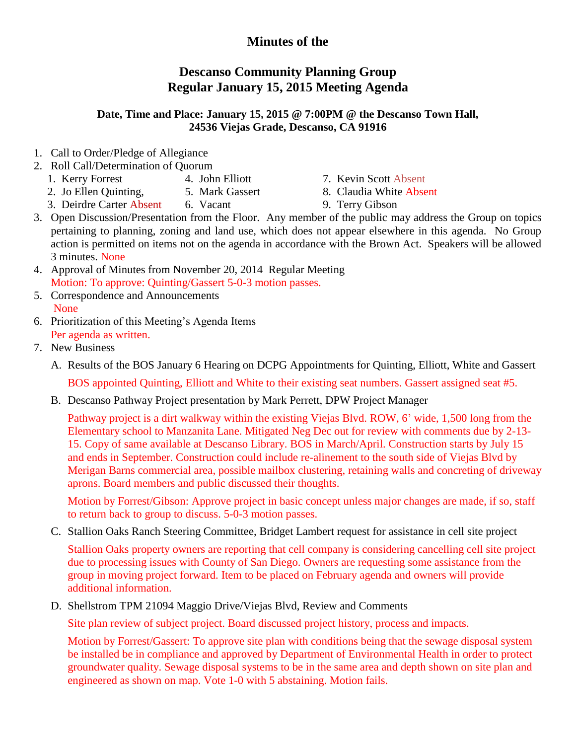# Minutes of the

## Descanso Community Planning Group
## Regular January 15, 2015 Meeting Agenda

**Date, Time and Place: January 15, 2015 @ 7:00PM @ the Descanso Town Hall, 24536 Viejas Grade, Descanso, CA 91916**

1. Call to Order/Pledge of Allegiance
2. Roll Call/Determination of Quorum
   1. Kerry Forrest
   2. Jo Ellen Quinting,
   3. Deirdre Carter Absent
   4. John Elliott
   5. Mark Gassert
   6. Vacant
   7. Kevin Scott Absent
   8. Claudia White Absent
   9. Terry Gibson
3. Open Discussion/Presentation from the Floor. Any member of the public may address the Group on topics pertaining to planning, zoning and land use, which does not appear elsewhere in this agenda. No Group action is permitted on items not on the agenda in accordance with the Brown Act. Speakers will be allowed 3 minutes. None
4. Approval of Minutes from November 20, 2014 Regular Meeting
   Motion: To approve: Quinting/Gassert 5-0-3 motion passes.
5. Correspondence and Announcements
   None
6. Prioritization of this Meeting's Agenda Items
   Per agenda as written.
7. New Business
   A. Results of the BOS January 6 Hearing on DCPG Appointments for Quinting, Elliott, White and Gassert

      BOS appointed Quinting, Elliott and White to their existing seat numbers. Gassert assigned seat #5.

   B. Descanso Pathway Project presentation by Mark Perrett, DPW Project Manager

      Pathway project is a dirt walkway within the existing Viejas Blvd. ROW, 6' wide, 1,500 long from the Elementary school to Manzanita Lane. Mitigated Neg Dec out for review with comments due by 2-13-15. Copy of same available at Descanso Library. BOS in March/April. Construction starts by July 15 and ends in September. Construction could include re-alinement to the south side of Viejas Blvd by Merigan Barns commercial area, possible mailbox clustering, retaining walls and concreting of driveway aprons. Board members and public discussed their thoughts.

      Motion by Forrest/Gibson: Approve project in basic concept unless major changes are made, if so, staff to return back to group to discuss. 5-0-3 motion passes.

   C. Stallion Oaks Ranch Steering Committee, Bridget Lambert request for assistance in cell site project

      Stallion Oaks property owners are reporting that cell company is considering cancelling cell site project due to processing issues with County of San Diego. Owners are requesting some assistance from the group in moving project forward. Item to be placed on February agenda and owners will provide additional information.

   D. Shellstrom TPM 21094 Maggio Drive/Viejas Blvd, Review and Comments

      Site plan review of subject project. Board discussed project history, process and impacts.

      Motion by Forrest/Gassert: To approve site plan with conditions being that the sewage disposal system be installed be in compliance and approved by Department of Environmental Health in order to protect groundwater quality. Sewage disposal systems to be in the same area and depth shown on site plan and engineered as shown on map. Vote 1-0 with 5 abstaining. Motion fails.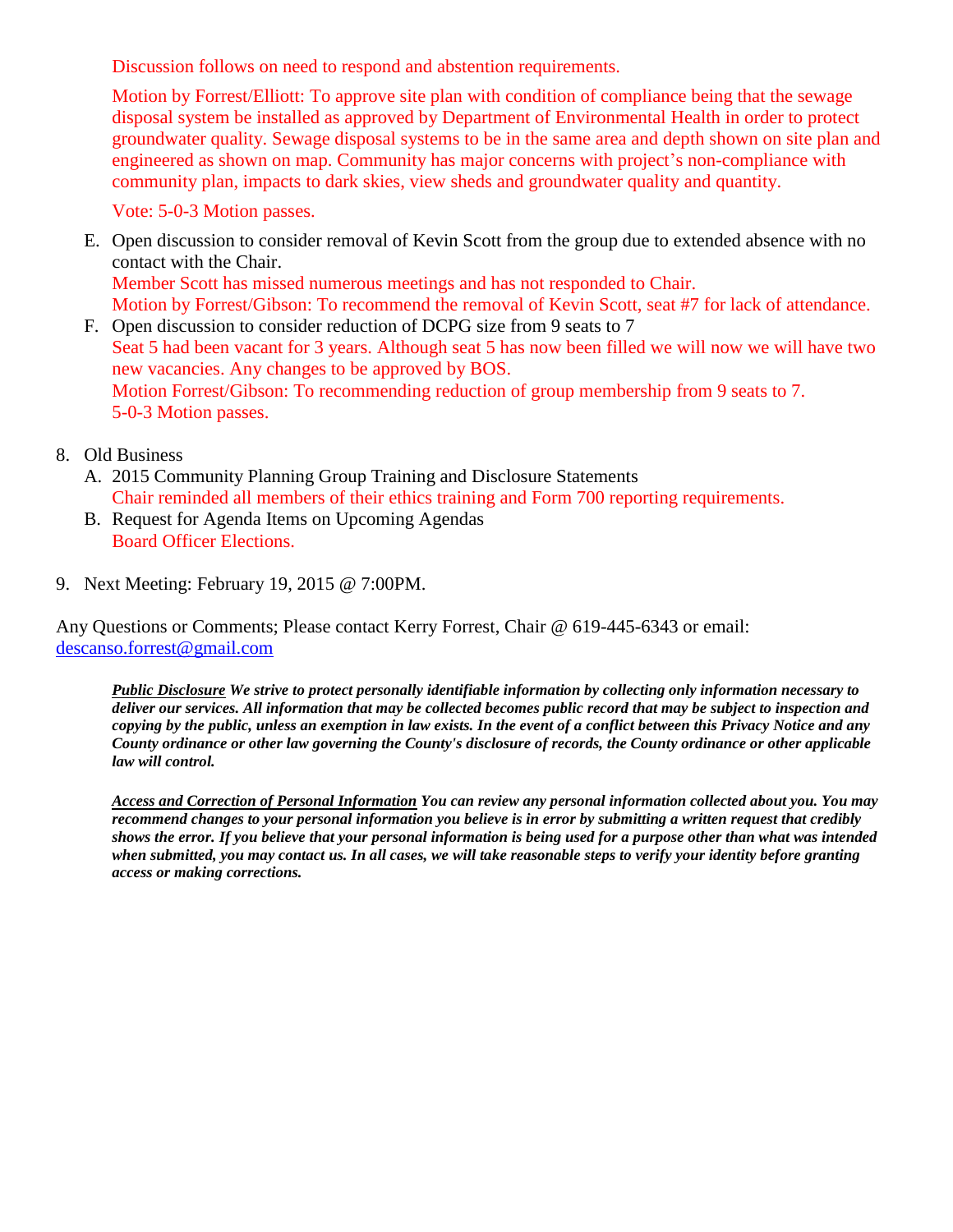Discussion follows on need to respond and abstention requirements.

Motion by Forrest/Elliott: To approve site plan with condition of compliance being that the sewage disposal system be installed as approved by Department of Environmental Health in order to protect groundwater quality. Sewage disposal systems to be in the same area and depth shown on site plan and engineered as shown on map. Community has major concerns with project's non-compliance with community plan, impacts to dark skies, view sheds and groundwater quality and quantity.

Vote: 5-0-3 Motion passes.

E. Open discussion to consider removal of Kevin Scott from the group due to extended absence with no contact with the Chair.
Member Scott has missed numerous meetings and has not responded to Chair.
Motion by Forrest/Gibson: To recommend the removal of Kevin Scott, seat #7 for lack of attendance.

F. Open discussion to consider reduction of DCPG size from 9 seats to 7
Seat 5 had been vacant for 3 years. Although seat 5 has now been filled we will now we will have two new vacancies. Any changes to be approved by BOS.
Motion Forrest/Gibson: To recommending reduction of group membership from 9 seats to 7.
5-0-3 Motion passes.

8. Old Business
   A. 2015 Community Planning Group Training and Disclosure Statements
   Chair reminded all members of their ethics training and Form 700 reporting requirements.
   B. Request for Agenda Items on Upcoming Agendas
   Board Officer Elections.

9. Next Meeting: February 19, 2015 @ 7:00PM.

Any Questions or Comments; Please contact Kerry Forrest, Chair @ 619-445-6343 or email: descanso.forrest@gmail.com

***<u>Public Disclosure</u> We strive to protect personally identifiable information by collecting only information necessary to deliver our services. All information that may be collected becomes public record that may be subject to inspection and copying by the public, unless an exemption in law exists. In the event of a conflict between this Privacy Notice and any County ordinance or other law governing the County's disclosure of records, the County ordinance or other applicable law will control.***

***<u>Access and Correction of Personal Information</u> You can review any personal information collected about you. You may recommend changes to your personal information you believe is in error by submitting a written request that credibly shows the error. If you believe that your personal information is being used for a purpose other than what was intended when submitted, you may contact us. In all cases, we will take reasonable steps to verify your identity before granting access or making corrections.***